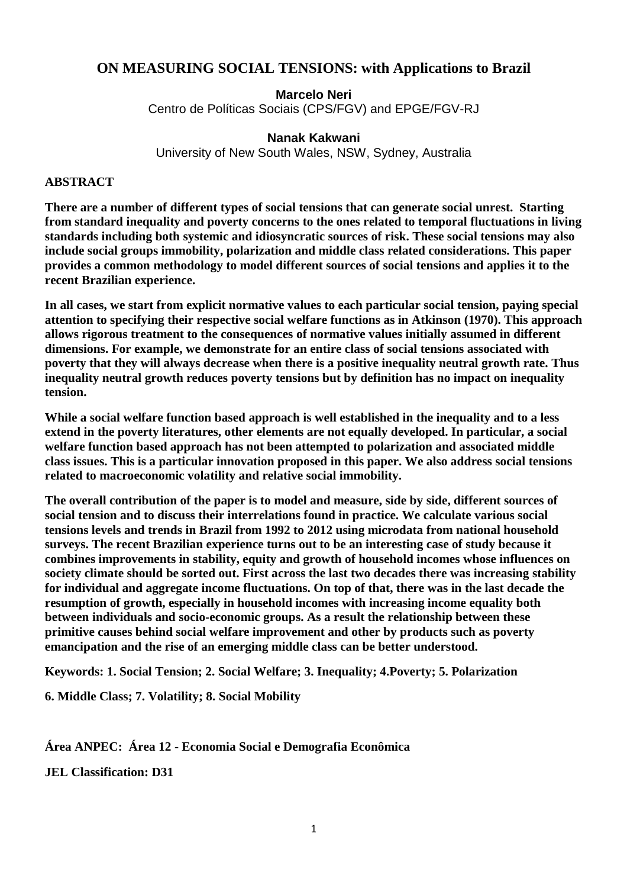# ON MEASURING SOCIAL TENSIONS: with Applications to Brazil

**Marcelo Neri**
Centro de Políticas Sociais (CPS/FGV) and EPGE/FGV-RJ

**Nanak Kakwani**
University of New South Wales, NSW, Sydney, Australia

**ABSTRACT**

**There are a number of different types of social tensions that can generate social unrest. Starting from standard inequality and poverty concerns to the ones related to temporal fluctuations in living standards including both systemic and idiosyncratic sources of risk. These social tensions may also include social groups immobility, polarization and middle class related considerations. This paper provides a common methodology to model different sources of social tensions and applies it to the recent Brazilian experience.**

**In all cases, we start from explicit normative values to each particular social tension, paying special attention to specifying their respective social welfare functions as in Atkinson (1970). This approach allows rigorous treatment to the consequences of normative values initially assumed in different dimensions. For example, we demonstrate for an entire class of social tensions associated with poverty that they will always decrease when there is a positive inequality neutral growth rate. Thus inequality neutral growth reduces poverty tensions but by definition has no impact on inequality tension.**

**While a social welfare function based approach is well established in the inequality and to a less extend in the poverty literatures, other elements are not equally developed. In particular, a social welfare function based approach has not been attempted to polarization and associated middle class issues. This is a particular innovation proposed in this paper. We also address social tensions related to macroeconomic volatility and relative social immobility.**

**The overall contribution of the paper is to model and measure, side by side, different sources of social tension and to discuss their interrelations found in practice. We calculate various social tensions levels and trends in Brazil from 1992 to 2012 using microdata from national household surveys. The recent Brazilian experience turns out to be an interesting case of study because it combines improvements in stability, equity and growth of household incomes whose influences on society climate should be sorted out. First across the last two decades there was increasing stability for individual and aggregate income fluctuations. On top of that, there was in the last decade the resumption of growth, especially in household incomes with increasing income equality both between individuals and socio-economic groups. As a result the relationship between these primitive causes behind social welfare improvement and other by products such as poverty emancipation and the rise of an emerging middle class can be better understood.**

**Keywords: 1. Social Tension; 2. Social Welfare; 3. Inequality; 4.Poverty; 5. Polarization**

**6. Middle Class; 7. Volatility; 8. Social Mobility**

**Área ANPEC: Área 12 - Economia Social e Demografia Econômica**

**JEL Classification: D31**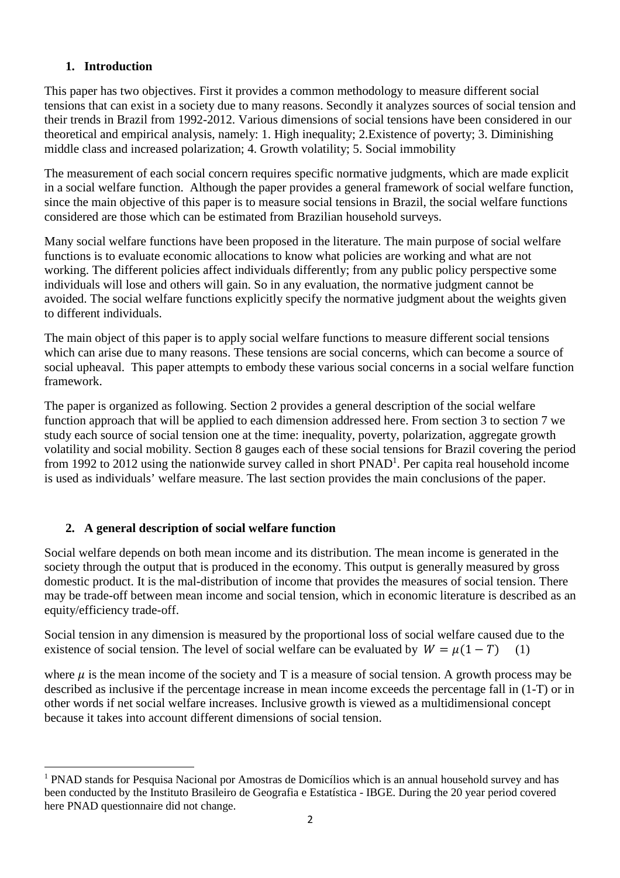## 1. Introduction

This paper has two objectives. First it provides a common methodology to measure different social tensions that can exist in a society due to many reasons. Secondly it analyzes sources of social tension and their trends in Brazil from 1992-2012. Various dimensions of social tensions have been considered in our theoretical and empirical analysis, namely: 1. High inequality; 2.Existence of poverty; 3. Diminishing middle class and increased polarization; 4. Growth volatility; 5. Social immobility

The measurement of each social concern requires specific normative judgments, which are made explicit in a social welfare function. Although the paper provides a general framework of social welfare function, since the main objective of this paper is to measure social tensions in Brazil, the social welfare functions considered are those which can be estimated from Brazilian household surveys.

Many social welfare functions have been proposed in the literature. The main purpose of social welfare functions is to evaluate economic allocations to know what policies are working and what are not working. The different policies affect individuals differently; from any public policy perspective some individuals will lose and others will gain. So in any evaluation, the normative judgment cannot be avoided. The social welfare functions explicitly specify the normative judgment about the weights given to different individuals.

The main object of this paper is to apply social welfare functions to measure different social tensions which can arise due to many reasons. These tensions are social concerns, which can become a source of social upheaval. This paper attempts to embody these various social concerns in a social welfare function framework.

The paper is organized as following. Section 2 provides a general description of the social welfare function approach that will be applied to each dimension addressed here. From section 3 to section 7 we study each source of social tension one at the time: inequality, poverty, polarization, aggregate growth volatility and social mobility. Section 8 gauges each of these social tensions for Brazil covering the period from 1992 to 2012 using the nationwide survey called in short PNAD[1]. Per capita real household income is used as individuals' welfare measure. The last section provides the main conclusions of the paper.

## 2. A general description of social welfare function

Social welfare depends on both mean income and its distribution. The mean income is generated in the society through the output that is produced in the economy. This output is generally measured by gross domestic product. It is the mal-distribution of income that provides the measures of social tension. There may be trade-off between mean income and social tension, which in economic literature is described as an equity/efficiency trade-off.

Social tension in any dimension is measured by the proportional loss of social welfare caused due to the existence of social tension. The level of social welfare can be evaluated by $W = \mu(1 - T)$ (1)

where $\mu$ is the mean income of the society and T is a measure of social tension. A growth process may be described as inclusive if the percentage increase in mean income exceeds the percentage fall in (1-T) or in other words if net social welfare increases. Inclusive growth is viewed as a multidimensional concept because it takes into account different dimensions of social tension.

[1] PNAD stands for Pesquisa Nacional por Amostras de Domicílios which is an annual household survey and has been conducted by the Instituto Brasileiro de Geografia e Estatística - IBGE. During the 20 year period covered here PNAD questionnaire did not change.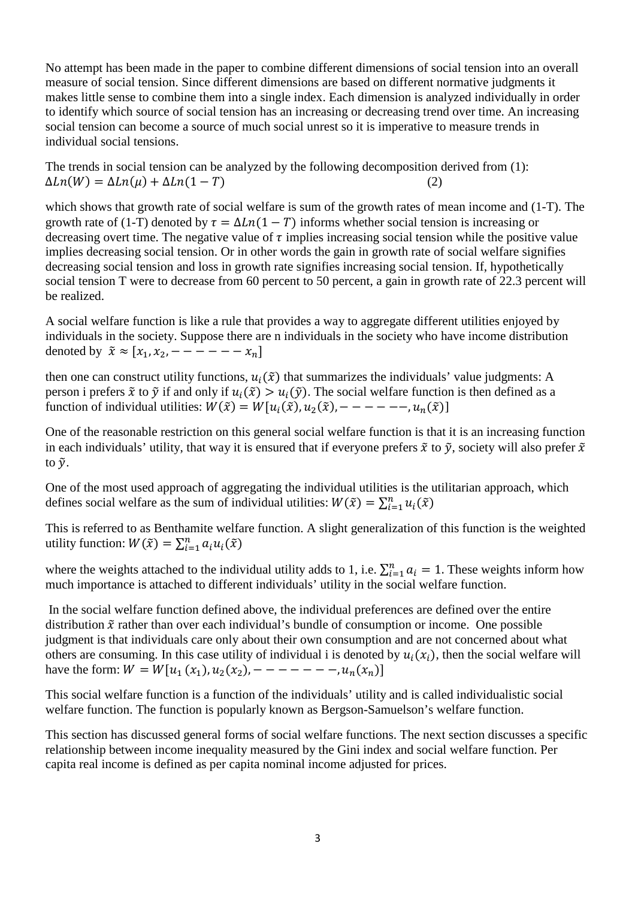No attempt has been made in the paper to combine different dimensions of social tension into an overall measure of social tension. Since different dimensions are based on different normative judgments it makes little sense to combine them into a single index. Each dimension is analyzed individually in order to identify which source of social tension has an increasing or decreasing trend over time. An increasing social tension can become a source of much social unrest so it is imperative to measure trends in individual social tensions.

The trends in social tension can be analyzed by the following decomposition derived from (1):

$$\Delta Ln(W) = \Delta Ln(\mu) + \Delta Ln(1 - T) \qquad (2)$$

which shows that growth rate of social welfare is sum of the growth rates of mean income and (1-T). The growth rate of (1-T) denoted by $\tau = \Delta Ln(1 - T)$ informs whether social tension is increasing or decreasing overt time. The negative value of $\tau$ implies increasing social tension while the positive value implies decreasing social tension. Or in other words the gain in growth rate of social welfare signifies decreasing social tension and loss in growth rate signifies increasing social tension. If, hypothetically social tension T were to decrease from 60 percent to 50 percent, a gain in growth rate of 22.3 percent will be realized.

A social welfare function is like a rule that provides a way to aggregate different utilities enjoyed by individuals in the society. Suppose there are n individuals in the society who have income distribution denoted by $\tilde{x} \approx [x_1, x_2, ------ x_n]$

then one can construct utility functions, $u_i(\tilde{x})$ that summarizes the individuals' value judgments: A person i prefers $\tilde{x}$ to $\tilde{y}$ if and only if $u_i(\tilde{x}) > u_i(\tilde{y})$. The social welfare function is then defined as a function of individual utilities: $W(\tilde{x}) = W[u_i(\tilde{x}), u_2(\tilde{x}), ------, u_n(\tilde{x})]$

One of the reasonable restriction on this general social welfare function is that it is an increasing function in each individuals' utility, that way it is ensured that if everyone prefers $\tilde{x}$ to $\tilde{y}$, society will also prefer $\tilde{x}$ to $\tilde{y}$.

One of the most used approach of aggregating the individual utilities is the utilitarian approach, which defines social welfare as the sum of individual utilities: $W(\tilde{x}) = \sum_{i=1}^{n} u_i(\tilde{x})$

This is referred to as Benthamite welfare function. A slight generalization of this function is the weighted utility function: $W(\tilde{x}) = \sum_{i=1}^{n} a_i u_i(\tilde{x})$

where the weights attached to the individual utility adds to 1, i.e. $\sum_{i=1}^{n} a_i = 1$. These weights inform how much importance is attached to different individuals' utility in the social welfare function.

In the social welfare function defined above, the individual preferences are defined over the entire distribution $\tilde{x}$ rather than over each individual's bundle of consumption or income. One possible judgment is that individuals care only about their own consumption and are not concerned about what others are consuming. In this case utility of individual i is denoted by $u_i(x_i)$, then the social welfare will have the form: $W = W[u_1(x_1), u_2(x_2), -------, u_n(x_n)]$

This social welfare function is a function of the individuals' utility and is called individualistic social welfare function. The function is popularly known as Bergson-Samuelson's welfare function.

This section has discussed general forms of social welfare functions. The next section discusses a specific relationship between income inequality measured by the Gini index and social welfare function. Per capita real income is defined as per capita nominal income adjusted for prices.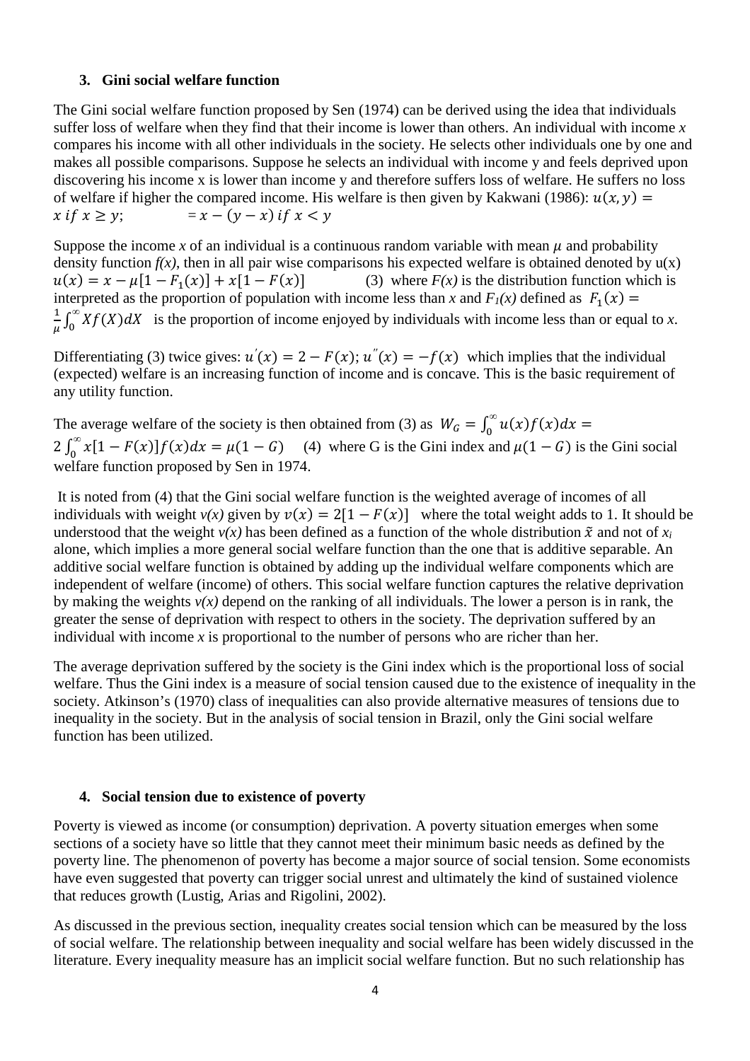### 3. Gini social welfare function

The Gini social welfare function proposed by Sen (1974) can be derived using the idea that individuals suffer loss of welfare when they find that their income is lower than others. An individual with income *x* compares his income with all other individuals in the society. He selects other individuals one by one and makes all possible comparisons. Suppose he selects an individual with income y and feels deprived upon discovering his income x is lower than income y and therefore suffers loss of welfare. He suffers no loss of welfare if higher the compared income. His welfare is then given by Kakwani (1986): $u(x, y) = x \text{ if } x \geq y;$ $\quad = x - (y - x) \text{ if } x < y$

Suppose the income *x* of an individual is a continuous random variable with mean $\mu$ and probability density function *f(x)*, then in all pair wise comparisons his expected welfare is obtained denoted by u(x) $u(x) = x - \mu[1 - F_1(x)] + x[1 - F(x)]$ (3) where *F(x)* is the distribution function which is interpreted as the proportion of population with income less than *x* and $F_1(x)$ defined as $F_1(x) = \frac{1}{\mu}\int_0^{\infty} Xf(X)dX$ is the proportion of income enjoyed by individuals with income less than or equal to *x*.

Differentiating (3) twice gives: $u'(x) = 2 - F(x); u''(x) = -f(x)$ which implies that the individual (expected) welfare is an increasing function of income and is concave. This is the basic requirement of any utility function.

The average welfare of the society is then obtained from (3) as $W_G = \int_0^{\infty} u(x)f(x)dx = 2\int_0^{\infty} x[1 - F(x)]f(x)dx = \mu(1 - G)$ (4) where G is the Gini index and $\mu(1 - G)$ is the Gini social welfare function proposed by Sen in 1974.

It is noted from (4) that the Gini social welfare function is the weighted average of incomes of all individuals with weight *v(x)* given by $v(x) = 2[1 - F(x)]$ where the total weight adds to 1. It should be understood that the weight *v(x)* has been defined as a function of the whole distribution $\tilde{x}$ and not of $x_i$ alone, which implies a more general social welfare function than the one that is additive separable. An additive social welfare function is obtained by adding up the individual welfare components which are independent of welfare (income) of others. This social welfare function captures the relative deprivation by making the weights *v(x)* depend on the ranking of all individuals. The lower a person is in rank, the greater the sense of deprivation with respect to others in the society. The deprivation suffered by an individual with income *x* is proportional to the number of persons who are richer than her.

The average deprivation suffered by the society is the Gini index which is the proportional loss of social welfare. Thus the Gini index is a measure of social tension caused due to the existence of inequality in the society. Atkinson's (1970) class of inequalities can also provide alternative measures of tensions due to inequality in the society. But in the analysis of social tension in Brazil, only the Gini social welfare function has been utilized.

### 4. Social tension due to existence of poverty

Poverty is viewed as income (or consumption) deprivation. A poverty situation emerges when some sections of a society have so little that they cannot meet their minimum basic needs as defined by the poverty line. The phenomenon of poverty has become a major source of social tension. Some economists have even suggested that poverty can trigger social unrest and ultimately the kind of sustained violence that reduces growth (Lustig, Arias and Rigolini, 2002).

As discussed in the previous section, inequality creates social tension which can be measured by the loss of social welfare. The relationship between inequality and social welfare has been widely discussed in the literature. Every inequality measure has an implicit social welfare function. But no such relationship has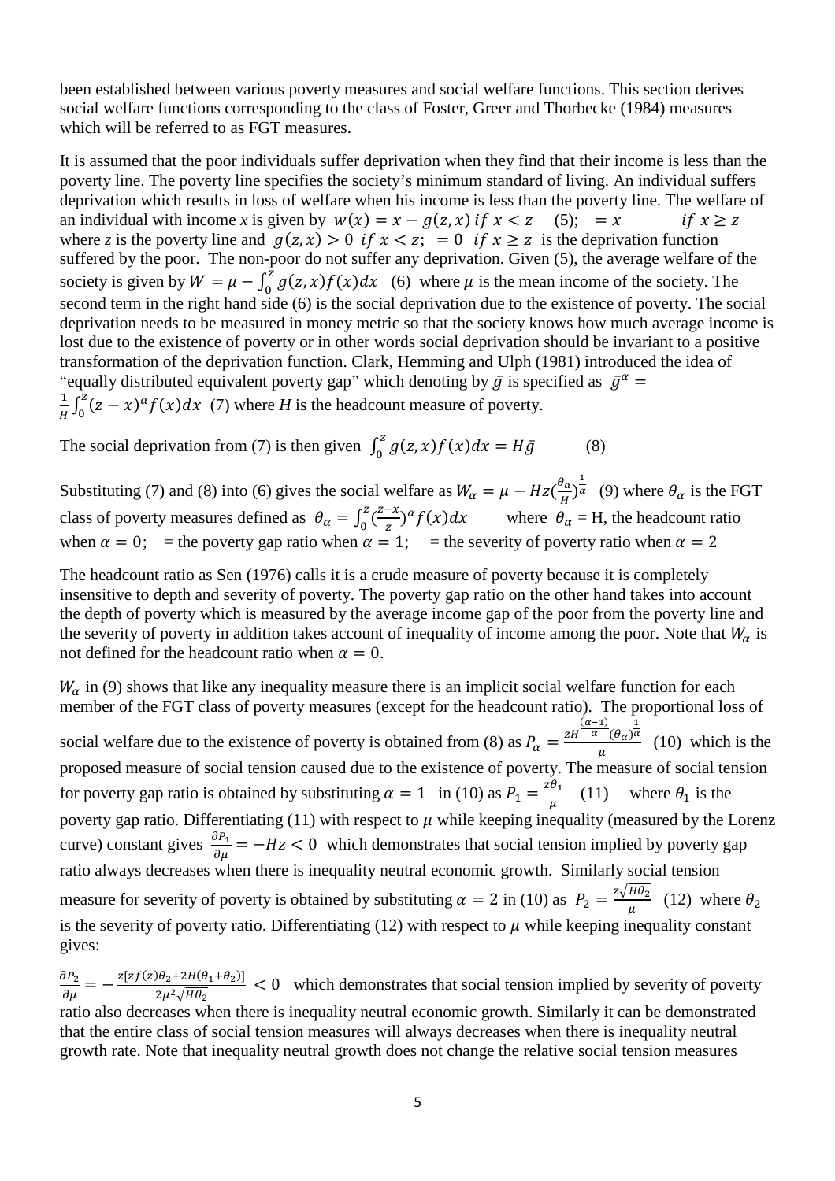been established between various poverty measures and social welfare functions. This section derives social welfare functions corresponding to the class of Foster, Greer and Thorbecke (1984) measures which will be referred to as FGT measures.

It is assumed that the poor individuals suffer deprivation when they find that their income is less than the poverty line. The poverty line specifies the society's minimum standard of living. An individual suffers deprivation which results in loss of welfare when his income is less than the poverty line. The welfare of an individual with income *x* is given by $w(x) = x - g(z,x)$ $if\ x < z$ (5); $= x$ $if\ x \geq z$ where *z* is the poverty line and $g(z,x) > 0$ $if\ x < z$; $= 0$ $if\ x \geq z$ is the deprivation function suffered by the poor. The non-poor do not suffer any deprivation. Given (5), the average welfare of the society is given by $W = \mu - \int_0^z g(z,x)f(x)dx$ (6) where $\mu$ is the mean income of the society. The second term in the right hand side (6) is the social deprivation due to the existence of poverty. The social deprivation needs to be measured in money metric so that the society knows how much average income is lost due to the existence of poverty or in other words social deprivation should be invariant to a positive transformation of the deprivation function. Clark, Hemming and Ulph (1981) introduced the idea of "equally distributed equivalent poverty gap" which denoting by $\bar{g}$ is specified as $\bar{g}^\alpha = \frac{1}{H}\int_0^z (z-x)^\alpha f(x)dx$ (7) where *H* is the headcount measure of poverty.

The social deprivation from (7) is then given $\int_0^z g(z,x)f(x)dx = H\bar{g}$ (8)

Substituting (7) and (8) into (6) gives the social welfare as $W_\alpha = \mu - Hz(\frac{\theta_\alpha}{H})^{\frac{1}{\alpha}}$ (9) where $\theta_\alpha$ is the FGT class of poverty measures defined as $\theta_\alpha = \int_0^z (\frac{z-x}{z})^\alpha f(x)dx$ where $\theta_\alpha$ = H, the headcount ratio when $\alpha = 0$; = the poverty gap ratio when $\alpha = 1$; = the severity of poverty ratio when $\alpha = 2$

The headcount ratio as Sen (1976) calls it is a crude measure of poverty because it is completely insensitive to depth and severity of poverty. The poverty gap ratio on the other hand takes into account the depth of poverty which is measured by the average income gap of the poor from the poverty line and the severity of poverty in addition takes account of inequality of income among the poor. Note that $W_\alpha$ is not defined for the headcount ratio when $\alpha = 0$.

$W_\alpha$ in (9) shows that like any inequality measure there is an implicit social welfare function for each member of the FGT class of poverty measures (except for the headcount ratio). The proportional loss of social welfare due to the existence of poverty is obtained from (8) as $P_\alpha = \frac{zH^{\frac{(\alpha-1)}{\alpha}}(\theta_\alpha)^{\frac{1}{\alpha}}}{\mu}$ (10) which is the proposed measure of social tension caused due to the existence of poverty. The measure of social tension for poverty gap ratio is obtained by substituting $\alpha = 1$ in (10) as $P_1 = \frac{z\theta_1}{\mu}$ (11) where $\theta_1$ is the poverty gap ratio. Differentiating (11) with respect to $\mu$ while keeping inequality (measured by the Lorenz curve) constant gives $\frac{\partial P_1}{\partial \mu} = -Hz < 0$ which demonstrates that social tension implied by poverty gap ratio always decreases when there is inequality neutral economic growth. Similarly social tension measure for severity of poverty is obtained by substituting $\alpha = 2$ in (10) as $P_2 = \frac{z\sqrt{H\theta_2}}{\mu}$ (12) where $\theta_2$ is the severity of poverty ratio. Differentiating (12) with respect to $\mu$ while keeping inequality constant gives:

$\frac{\partial P_2}{\partial \mu} = -\frac{z[zf(z)\theta_2 + 2H(\theta_1+\theta_2)]}{2\mu^2\sqrt{H\theta_2}} < 0$ which demonstrates that social tension implied by severity of poverty ratio also decreases when there is inequality neutral economic growth. Similarly it can be demonstrated that the entire class of social tension measures will always decreases when there is inequality neutral growth rate. Note that inequality neutral growth does not change the relative social tension measures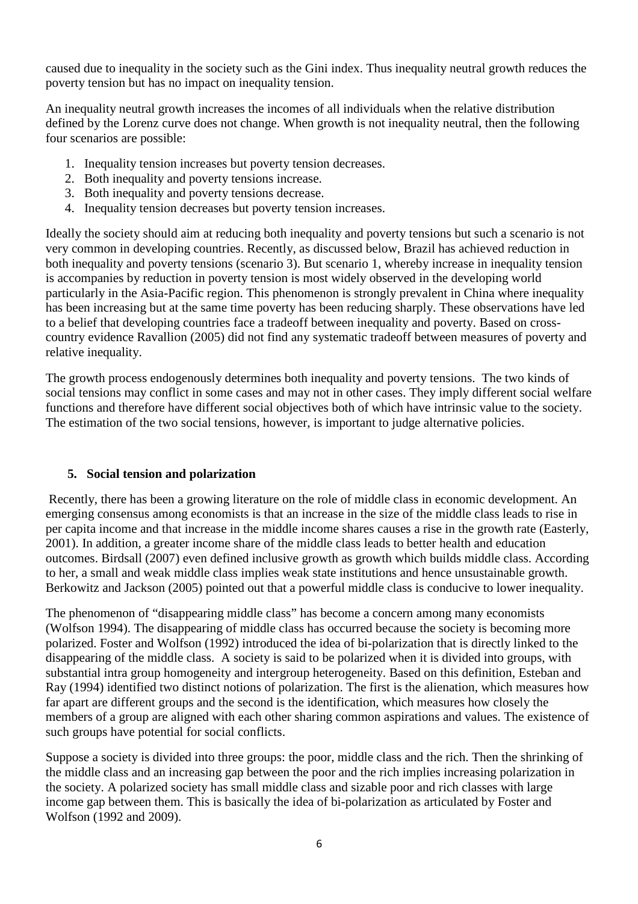caused due to inequality in the society such as the Gini index. Thus inequality neutral growth reduces the poverty tension but has no impact on inequality tension.

An inequality neutral growth increases the incomes of all individuals when the relative distribution defined by the Lorenz curve does not change. When growth is not inequality neutral, then the following four scenarios are possible:

1. Inequality tension increases but poverty tension decreases.
2. Both inequality and poverty tensions increase.
3. Both inequality and poverty tensions decrease.
4. Inequality tension decreases but poverty tension increases.

Ideally the society should aim at reducing both inequality and poverty tensions but such a scenario is not very common in developing countries. Recently, as discussed below, Brazil has achieved reduction in both inequality and poverty tensions (scenario 3). But scenario 1, whereby increase in inequality tension is accompanies by reduction in poverty tension is most widely observed in the developing world particularly in the Asia-Pacific region. This phenomenon is strongly prevalent in China where inequality has been increasing but at the same time poverty has been reducing sharply. These observations have led to a belief that developing countries face a tradeoff between inequality and poverty. Based on cross-country evidence Ravallion (2005) did not find any systematic tradeoff between measures of poverty and relative inequality.

The growth process endogenously determines both inequality and poverty tensions. The two kinds of social tensions may conflict in some cases and may not in other cases. They imply different social welfare functions and therefore have different social objectives both of which have intrinsic value to the society. The estimation of the two social tensions, however, is important to judge alternative policies.

## 5. Social tension and polarization

Recently, there has been a growing literature on the role of middle class in economic development. An emerging consensus among economists is that an increase in the size of the middle class leads to rise in per capita income and that increase in the middle income shares causes a rise in the growth rate (Easterly, 2001). In addition, a greater income share of the middle class leads to better health and education outcomes. Birdsall (2007) even defined inclusive growth as growth which builds middle class. According to her, a small and weak middle class implies weak state institutions and hence unsustainable growth. Berkowitz and Jackson (2005) pointed out that a powerful middle class is conducive to lower inequality.

The phenomenon of "disappearing middle class" has become a concern among many economists (Wolfson 1994). The disappearing of middle class has occurred because the society is becoming more polarized. Foster and Wolfson (1992) introduced the idea of bi-polarization that is directly linked to the disappearing of the middle class. A society is said to be polarized when it is divided into groups, with substantial intra group homogeneity and intergroup heterogeneity. Based on this definition, Esteban and Ray (1994) identified two distinct notions of polarization. The first is the alienation, which measures how far apart are different groups and the second is the identification, which measures how closely the members of a group are aligned with each other sharing common aspirations and values. The existence of such groups have potential for social conflicts.

Suppose a society is divided into three groups: the poor, middle class and the rich. Then the shrinking of the middle class and an increasing gap between the poor and the rich implies increasing polarization in the society. A polarized society has small middle class and sizable poor and rich classes with large income gap between them. This is basically the idea of bi-polarization as articulated by Foster and Wolfson (1992 and 2009).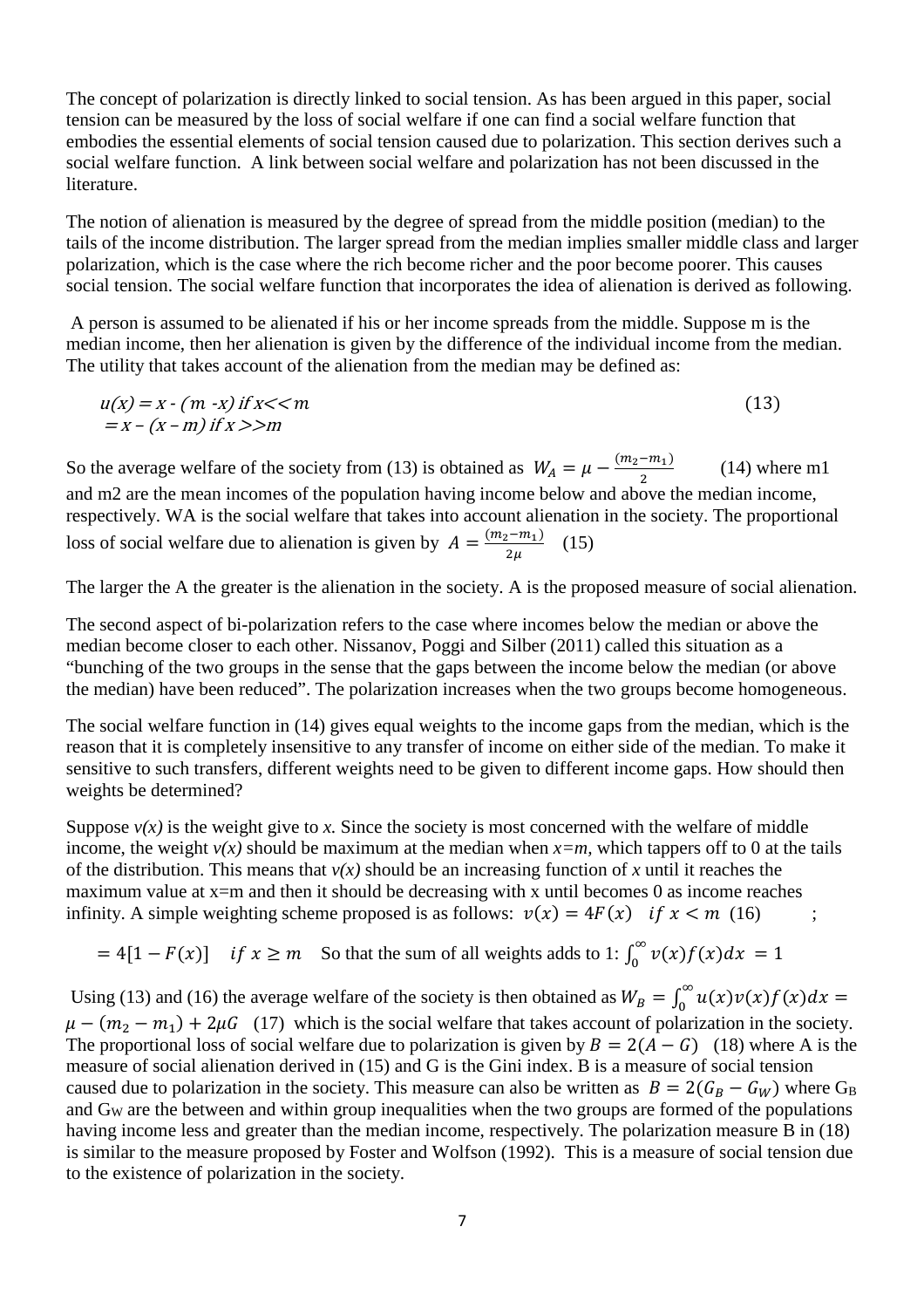The concept of polarization is directly linked to social tension. As has been argued in this paper, social tension can be measured by the loss of social welfare if one can find a social welfare function that embodies the essential elements of social tension caused due to polarization. This section derives such a social welfare function. A link between social welfare and polarization has not been discussed in the literature.

The notion of alienation is measured by the degree of spread from the middle position (median) to the tails of the income distribution. The larger spread from the median implies smaller middle class and larger polarization, which is the case where the rich become richer and the poor become poorer. This causes social tension. The social welfare function that incorporates the idea of alienation is derived as following.

A person is assumed to be alienated if his or her income spreads from the middle. Suppose m is the median income, then her alienation is given by the difference of the individual income from the median. The utility that takes account of the alienation from the median may be defined as:

$$
\begin{aligned}
u(x) &= x - (m - x) \text{ if } x << m \\
&= x - (x - m) \text{ if } x >> m
\end{aligned} \tag{13}
$$

So the average welfare of the society from (13) is obtained as $W_A = \mu - \frac{(m_2 - m_1)}{2}$ (14) where m1 and m2 are the mean incomes of the population having income below and above the median income, respectively. WA is the social welfare that takes into account alienation in the society. The proportional loss of social welfare due to alienation is given by $A = \frac{(m_2 - m_1)}{2\mu}$ (15)

The larger the A the greater is the alienation in the society. A is the proposed measure of social alienation.

The second aspect of bi-polarization refers to the case where incomes below the median or above the median become closer to each other. Nissanov, Poggi and Silber (2011) called this situation as a "bunching of the two groups in the sense that the gaps between the income below the median (or above the median) have been reduced". The polarization increases when the two groups become homogeneous.

The social welfare function in (14) gives equal weights to the income gaps from the median, which is the reason that it is completely insensitive to any transfer of income on either side of the median. To make it sensitive to such transfers, different weights need to be given to different income gaps. How should then weights be determined?

Suppose *v(x)* is the weight give to *x.* Since the society is most concerned with the welfare of middle income, the weight *v(x)* should be maximum at the median when *x=m*, which tappers off to 0 at the tails of the distribution. This means that *v(x)* should be an increasing function of *x* until it reaches the maximum value at x=m and then it should be decreasing with x until becomes 0 as income reaches infinity. A simple weighting scheme proposed is as follows: $v(x) = 4F(x) \quad if\ x < m$ (16) ;

$= 4[1 - F(x)] \quad if\ x \geq m$ So that the sum of all weights adds to 1: $\int_0^\infty v(x) f(x) dx = 1$

Using (13) and (16) the average welfare of the society is then obtained as $W_B = \int_0^\infty u(x) v(x) f(x) dx = \mu - (m_2 - m_1) + 2\mu G$ (17) which is the social welfare that takes account of polarization in the society. The proportional loss of social welfare due to polarization is given by $B = 2(A - G)$ (18) where A is the measure of social alienation derived in (15) and G is the Gini index. B is a measure of social tension caused due to polarization in the society. This measure can also be written as $B = 2(G_B - G_W)$ where $G_B$ and $G_W$ are the between and within group inequalities when the two groups are formed of the populations having income less and greater than the median income, respectively. The polarization measure B in (18) is similar to the measure proposed by Foster and Wolfson (1992). This is a measure of social tension due to the existence of polarization in the society.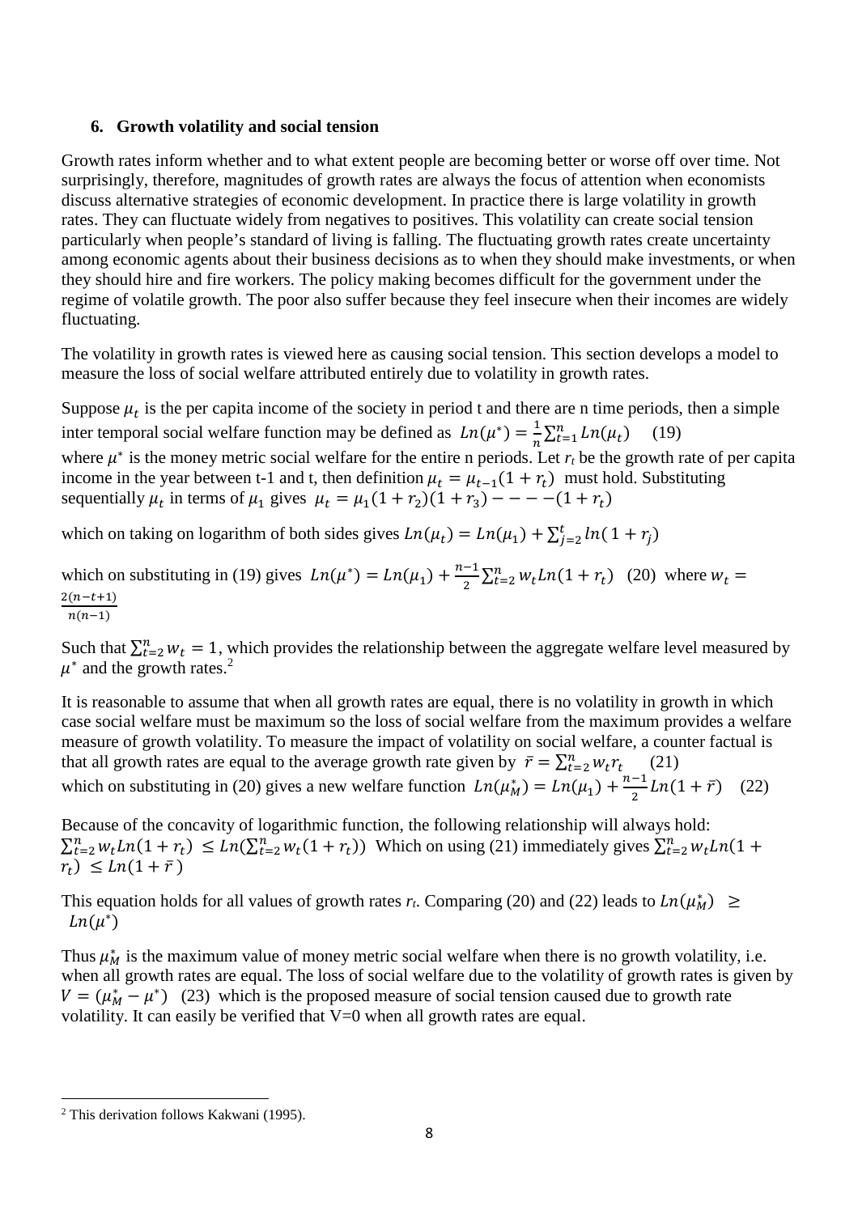### 6. Growth volatility and social tension

Growth rates inform whether and to what extent people are becoming better or worse off over time. Not surprisingly, therefore, magnitudes of growth rates are always the focus of attention when economists discuss alternative strategies of economic development. In practice there is large volatility in growth rates. They can fluctuate widely from negatives to positives. This volatility can create social tension particularly when people's standard of living is falling. The fluctuating growth rates create uncertainty among economic agents about their business decisions as to when they should make investments, or when they should hire and fire workers. The policy making becomes difficult for the government under the regime of volatile growth. The poor also suffer because they feel insecure when their incomes are widely fluctuating.

The volatility in growth rates is viewed here as causing social tension. This section develops a model to measure the loss of social welfare attributed entirely due to volatility in growth rates.

Suppose $\mu_t$ is the per capita income of the society in period t and there are n time periods, then a simple inter temporal social welfare function may be defined as $Ln(\mu^*) = \frac{1}{n}\sum_{t=1}^{n} Ln(\mu_t)$ (19) where $\mu^*$ is the money metric social welfare for the entire n periods. Let $r_t$ be the growth rate of per capita income in the year between t-1 and t, then definition $\mu_t = \mu_{t-1}(1 + r_t)$ must hold. Substituting sequentially $\mu_t$ in terms of $\mu_1$ gives $\mu_t = \mu_1(1 + r_2)(1 + r_3) - - - -(1 + r_t)$

which on taking on logarithm of both sides gives $Ln(\mu_t) = Ln(\mu_1) + \sum_{j=2}^{t} ln(1 + r_j)$

which on substituting in (19) gives $Ln(\mu^*) = Ln(\mu_1) + \frac{n-1}{2}\sum_{t=2}^{n} w_t Ln(1 + r_t)$ (20) where $w_t = \frac{2(n-t+1)}{n(n-1)}$

Such that $\sum_{t=2}^{n} w_t = 1$, which provides the relationship between the aggregate welfare level measured by $\mu^*$ and the growth rates.[2]

It is reasonable to assume that when all growth rates are equal, there is no volatility in growth in which case social welfare must be maximum so the loss of social welfare from the maximum provides a welfare measure of growth volatility. To measure the impact of volatility on social welfare, a counter factual is that all growth rates are equal to the average growth rate given by $\bar{r} = \sum_{t=2}^{n} w_t r_t$ (21) which on substituting in (20) gives a new welfare function $Ln(\mu_M^*) = Ln(\mu_1) + \frac{n-1}{2} Ln(1 + \bar{r})$ (22)

Because of the concavity of logarithmic function, the following relationship will always hold: $\sum_{t=2}^{n} w_t Ln(1 + r_t) \leq Ln(\sum_{t=2}^{n} w_t(1 + r_t))$ Which on using (21) immediately gives $\sum_{t=2}^{n} w_t Ln(1 + r_t) \leq Ln(1 + \bar{r})$

This equation holds for all values of growth rates $r_t$. Comparing (20) and (22) leads to $Ln(\mu_M^*) \geq Ln(\mu^*)$

Thus $\mu_M^*$ is the maximum value of money metric social welfare when there is no growth volatility, i.e. when all growth rates are equal. The loss of social welfare due to the volatility of growth rates is given by $V = (\mu_M^* - \mu^*)$ (23) which is the proposed measure of social tension caused due to growth rate volatility. It can easily be verified that V=0 when all growth rates are equal.

---

[2] This derivation follows Kakwani (1995).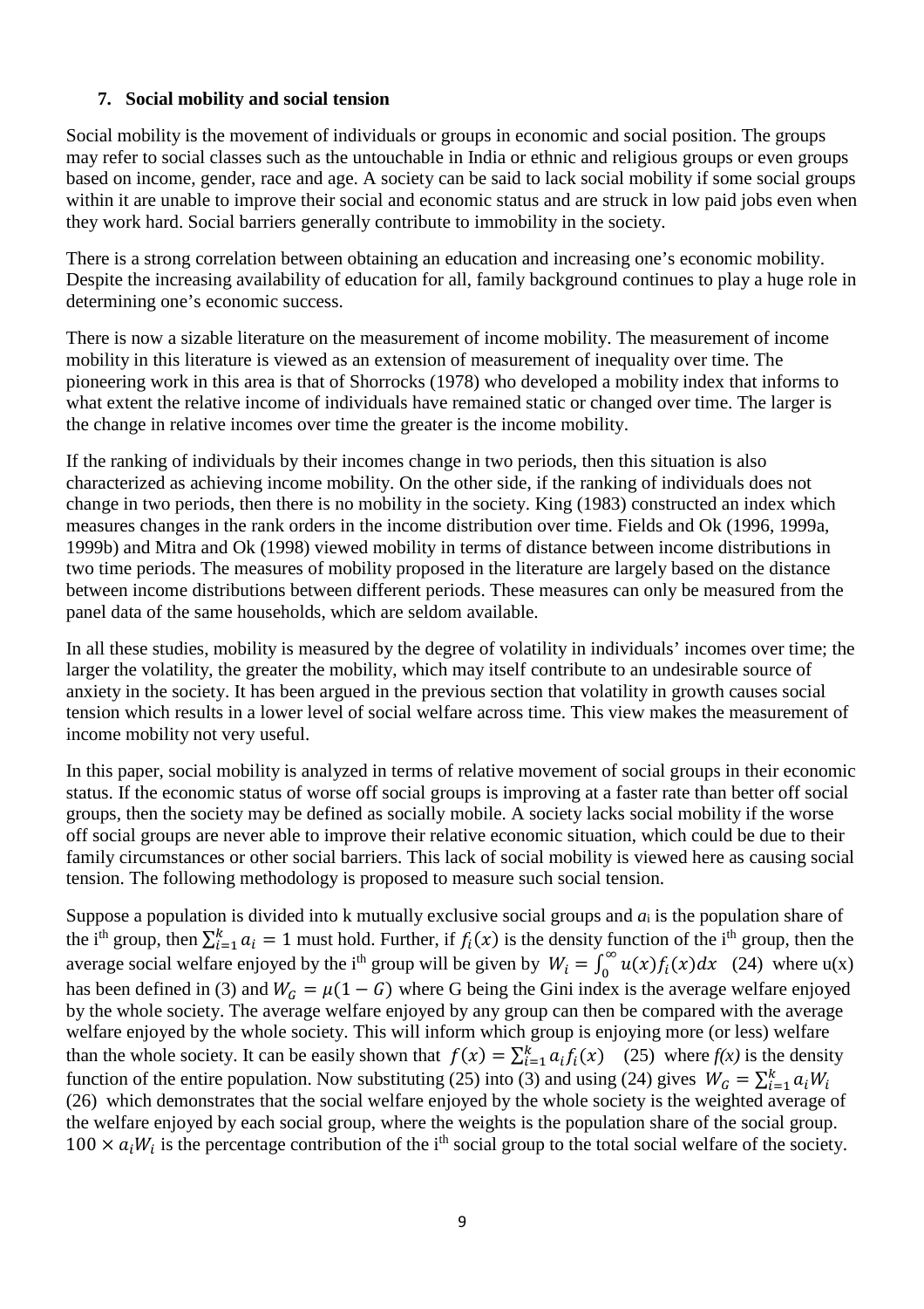## 7. Social mobility and social tension

Social mobility is the movement of individuals or groups in economic and social position. The groups may refer to social classes such as the untouchable in India or ethnic and religious groups or even groups based on income, gender, race and age. A society can be said to lack social mobility if some social groups within it are unable to improve their social and economic status and are struck in low paid jobs even when they work hard. Social barriers generally contribute to immobility in the society.

There is a strong correlation between obtaining an education and increasing one's economic mobility. Despite the increasing availability of education for all, family background continues to play a huge role in determining one's economic success.

There is now a sizable literature on the measurement of income mobility. The measurement of income mobility in this literature is viewed as an extension of measurement of inequality over time. The pioneering work in this area is that of Shorrocks (1978) who developed a mobility index that informs to what extent the relative income of individuals have remained static or changed over time. The larger is the change in relative incomes over time the greater is the income mobility.

If the ranking of individuals by their incomes change in two periods, then this situation is also characterized as achieving income mobility. On the other side, if the ranking of individuals does not change in two periods, then there is no mobility in the society. King (1983) constructed an index which measures changes in the rank orders in the income distribution over time. Fields and Ok (1996, 1999a, 1999b) and Mitra and Ok (1998) viewed mobility in terms of distance between income distributions in two time periods. The measures of mobility proposed in the literature are largely based on the distance between income distributions between different periods. These measures can only be measured from the panel data of the same households, which are seldom available.

In all these studies, mobility is measured by the degree of volatility in individuals' incomes over time; the larger the volatility, the greater the mobility, which may itself contribute to an undesirable source of anxiety in the society. It has been argued in the previous section that volatility in growth causes social tension which results in a lower level of social welfare across time. This view makes the measurement of income mobility not very useful.

In this paper, social mobility is analyzed in terms of relative movement of social groups in their economic status. If the economic status of worse off social groups is improving at a faster rate than better off social groups, then the society may be defined as socially mobile. A society lacks social mobility if the worse off social groups are never able to improve their relative economic situation, which could be due to their family circumstances or other social barriers. This lack of social mobility is viewed here as causing social tension. The following methodology is proposed to measure such social tension.

Suppose a population is divided into k mutually exclusive social groups and $a_i$ is the population share of the i[th] group, then $\sum_{i=1}^{k} a_i = 1$ must hold. Further, if $f_i(x)$ is the density function of the i[th] group, then the average social welfare enjoyed by the i[th] group will be given by $W_i = \int_0^\infty u(x) f_i(x) dx$ (24) where u(x) has been defined in (3) and $W_G = \mu(1 - G)$ where G being the Gini index is the average welfare enjoyed by the whole society. The average welfare enjoyed by any group can then be compared with the average welfare enjoyed by the whole society. This will inform which group is enjoying more (or less) welfare than the whole society. It can be easily shown that $f(x) = \sum_{i=1}^{k} a_i f_i(x)$ (25) where *f(x)* is the density function of the entire population. Now substituting (25) into (3) and using (24) gives $W_G = \sum_{i=1}^{k} a_i W_i$ (26) which demonstrates that the social welfare enjoyed by the whole society is the weighted average of the welfare enjoyed by each social group, where the weights is the population share of the social group. $100 \times a_i W_i$ is the percentage contribution of the i[th] social group to the total social welfare of the society.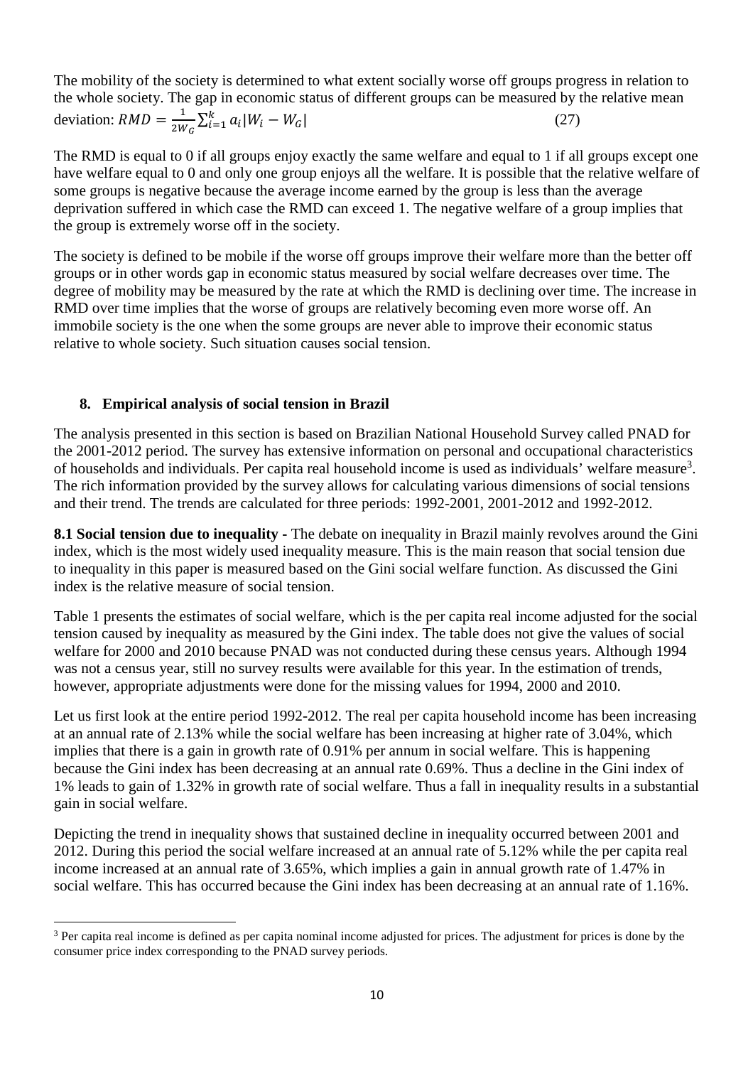The mobility of the society is determined to what extent socially worse off groups progress in relation to the whole society. The gap in economic status of different groups can be measured by the relative mean deviation: $RMD = \frac{1}{2W_G}\sum_{i=1}^{k} a_i|W_i - W_G|$ (27)

The RMD is equal to 0 if all groups enjoy exactly the same welfare and equal to 1 if all groups except one have welfare equal to 0 and only one group enjoys all the welfare. It is possible that the relative welfare of some groups is negative because the average income earned by the group is less than the average deprivation suffered in which case the RMD can exceed 1. The negative welfare of a group implies that the group is extremely worse off in the society.

The society is defined to be mobile if the worse off groups improve their welfare more than the better off groups or in other words gap in economic status measured by social welfare decreases over time. The degree of mobility may be measured by the rate at which the RMD is declining over time. The increase in RMD over time implies that the worse of groups are relatively becoming even more worse off. An immobile society is the one when the some groups are never able to improve their economic status relative to whole society. Such situation causes social tension.

## 8. Empirical analysis of social tension in Brazil

The analysis presented in this section is based on Brazilian National Household Survey called PNAD for the 2001-2012 period. The survey has extensive information on personal and occupational characteristics of households and individuals. Per capita real household income is used as individuals' welfare measure[3]. The rich information provided by the survey allows for calculating various dimensions of social tensions and their trend. The trends are calculated for three periods: 1992-2001, 2001-2012 and 1992-2012.

**8.1 Social tension due to inequality -** The debate on inequality in Brazil mainly revolves around the Gini index, which is the most widely used inequality measure. This is the main reason that social tension due to inequality in this paper is measured based on the Gini social welfare function. As discussed the Gini index is the relative measure of social tension.

Table 1 presents the estimates of social welfare, which is the per capita real income adjusted for the social tension caused by inequality as measured by the Gini index. The table does not give the values of social welfare for 2000 and 2010 because PNAD was not conducted during these census years. Although 1994 was not a census year, still no survey results were available for this year. In the estimation of trends, however, appropriate adjustments were done for the missing values for 1994, 2000 and 2010.

Let us first look at the entire period 1992-2012. The real per capita household income has been increasing at an annual rate of 2.13% while the social welfare has been increasing at higher rate of 3.04%, which implies that there is a gain in growth rate of 0.91% per annum in social welfare. This is happening because the Gini index has been decreasing at an annual rate 0.69%. Thus a decline in the Gini index of 1% leads to gain of 1.32% in growth rate of social welfare. Thus a fall in inequality results in a substantial gain in social welfare.

Depicting the trend in inequality shows that sustained decline in inequality occurred between 2001 and 2012. During this period the social welfare increased at an annual rate of 5.12% while the per capita real income increased at an annual rate of 3.65%, which implies a gain in annual growth rate of 1.47% in social welfare. This has occurred because the Gini index has been decreasing at an annual rate of 1.16%.

[3] Per capita real income is defined as per capita nominal income adjusted for prices. The adjustment for prices is done by the consumer price index corresponding to the PNAD survey periods.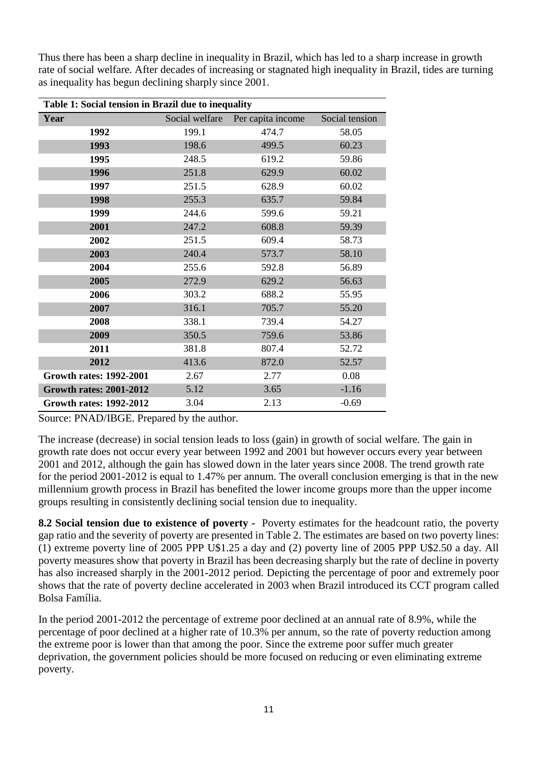Thus there has been a sharp decline in inequality in Brazil, which has led to a sharp increase in growth rate of social welfare. After decades of increasing or stagnated high inequality in Brazil, tides are turning as inequality has begun declining sharply since 2001.

**Table 1: Social tension in Brazil due to inequality**

| Year | Social welfare | Per capita income | Social tension |
|---|---|---|---|
| **1992** | 199.1 | 474.7 | 58.05 |
| **1993** | 198.6 | 499.5 | 60.23 |
| **1995** | 248.5 | 619.2 | 59.86 |
| **1996** | 251.8 | 629.9 | 60.02 |
| **1997** | 251.5 | 628.9 | 60.02 |
| **1998** | 255.3 | 635.7 | 59.84 |
| **1999** | 244.6 | 599.6 | 59.21 |
| **2001** | 247.2 | 608.8 | 59.39 |
| **2002** | 251.5 | 609.4 | 58.73 |
| **2003** | 240.4 | 573.7 | 58.10 |
| **2004** | 255.6 | 592.8 | 56.89 |
| **2005** | 272.9 | 629.2 | 56.63 |
| **2006** | 303.2 | 688.2 | 55.95 |
| **2007** | 316.1 | 705.7 | 55.20 |
| **2008** | 338.1 | 739.4 | 54.27 |
| **2009** | 350.5 | 759.6 | 53.86 |
| **2011** | 381.8 | 807.4 | 52.72 |
| **2012** | 413.6 | 872.0 | 52.57 |
| **Growth rates: 1992-2001** | 2.67 | 2.77 | 0.08 |
| **Growth rates: 2001-2012** | 5.12 | 3.65 | -1.16 |
| **Growth rates: 1992-2012** | 3.04 | 2.13 | -0.69 |

Source: PNAD/IBGE. Prepared by the author.

The increase (decrease) in social tension leads to loss (gain) in growth of social welfare. The gain in growth rate does not occur every year between 1992 and 2001 but however occurs every year between 2001 and 2012, although the gain has slowed down in the later years since 2008. The trend growth rate for the period 2001-2012 is equal to 1.47% per annum. The overall conclusion emerging is that in the new millennium growth process in Brazil has benefited the lower income groups more than the upper income groups resulting in consistently declining social tension due to inequality.

**8.2 Social tension due to existence of poverty -** Poverty estimates for the headcount ratio, the poverty gap ratio and the severity of poverty are presented in Table 2. The estimates are based on two poverty lines: (1) extreme poverty line of 2005 PPP U$1.25 a day and (2) poverty line of 2005 PPP U$2.50 a day. All poverty measures show that poverty in Brazil has been decreasing sharply but the rate of decline in poverty has also increased sharply in the 2001-2012 period. Depicting the percentage of poor and extremely poor shows that the rate of poverty decline accelerated in 2003 when Brazil introduced its CCT program called Bolsa Família.

In the period 2001-2012 the percentage of extreme poor declined at an annual rate of 8.9%, while the percentage of poor declined at a higher rate of 10.3% per annum, so the rate of poverty reduction among the extreme poor is lower than that among the poor. Since the extreme poor suffer much greater deprivation, the government policies should be more focused on reducing or even eliminating extreme poverty.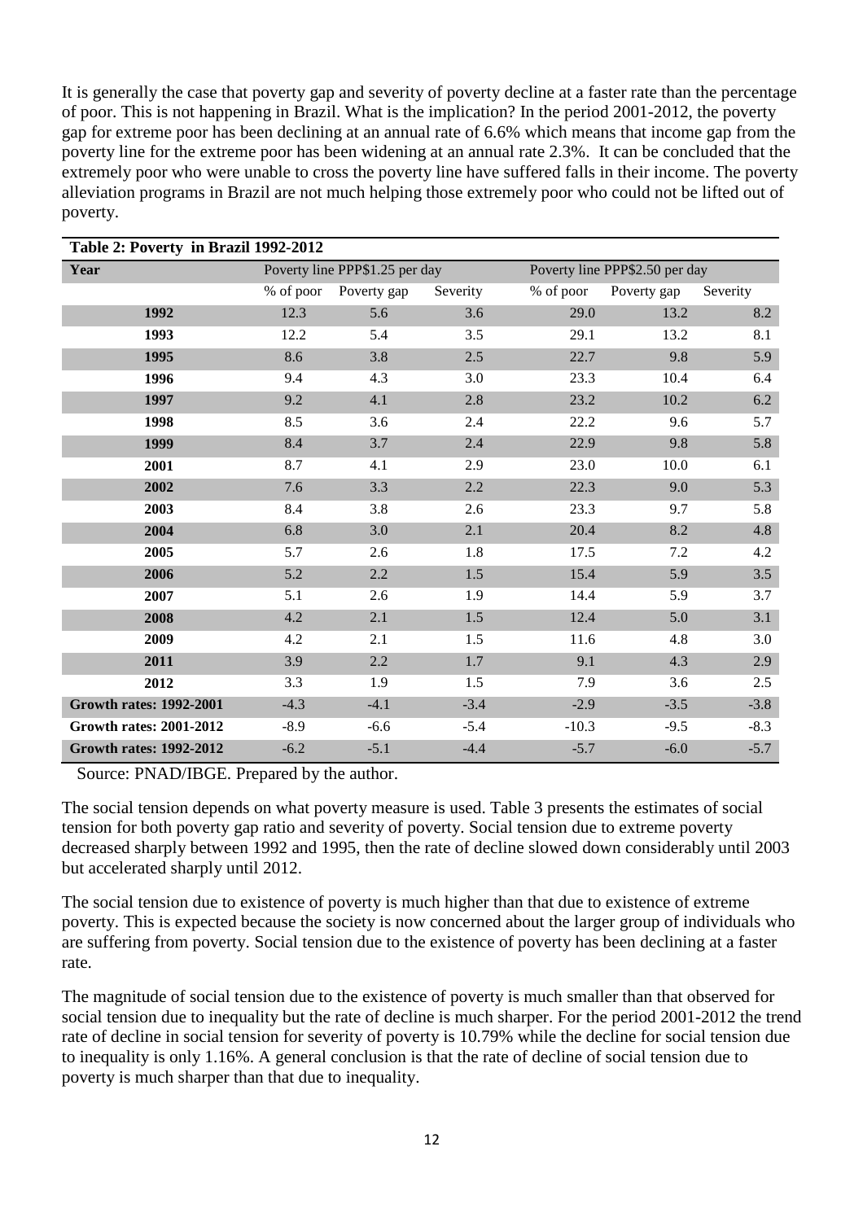It is generally the case that poverty gap and severity of poverty decline at a faster rate than the percentage of poor. This is not happening in Brazil. What is the implication? In the period 2001-2012, the poverty gap for extreme poor has been declining at an annual rate of 6.6% which means that income gap from the poverty line for the extreme poor has been widening at an annual rate 2.3%. It can be concluded that the extremely poor who were unable to cross the poverty line have suffered falls in their income. The poverty alleviation programs in Brazil are not much helping those extremely poor who could not be lifted out of poverty.

**Table 2: Poverty in Brazil 1992-2012**

| Year | Poverty line PPP$1.25 per day | | | Poverty line PPP$2.50 per day | | |
|---|---|---|---|---|---|---|
| | % of poor | Poverty gap | Severity | % of poor | Poverty gap | Severity |
| 1992 | 12.3 | 5.6 | 3.6 | 29.0 | 13.2 | 8.2 |
| 1993 | 12.2 | 5.4 | 3.5 | 29.1 | 13.2 | 8.1 |
| 1995 | 8.6 | 3.8 | 2.5 | 22.7 | 9.8 | 5.9 |
| 1996 | 9.4 | 4.3 | 3.0 | 23.3 | 10.4 | 6.4 |
| 1997 | 9.2 | 4.1 | 2.8 | 23.2 | 10.2 | 6.2 |
| 1998 | 8.5 | 3.6 | 2.4 | 22.2 | 9.6 | 5.7 |
| 1999 | 8.4 | 3.7 | 2.4 | 22.9 | 9.8 | 5.8 |
| 2001 | 8.7 | 4.1 | 2.9 | 23.0 | 10.0 | 6.1 |
| 2002 | 7.6 | 3.3 | 2.2 | 22.3 | 9.0 | 5.3 |
| 2003 | 8.4 | 3.8 | 2.6 | 23.3 | 9.7 | 5.8 |
| 2004 | 6.8 | 3.0 | 2.1 | 20.4 | 8.2 | 4.8 |
| 2005 | 5.7 | 2.6 | 1.8 | 17.5 | 7.2 | 4.2 |
| 2006 | 5.2 | 2.2 | 1.5 | 15.4 | 5.9 | 3.5 |
| 2007 | 5.1 | 2.6 | 1.9 | 14.4 | 5.9 | 3.7 |
| 2008 | 4.2 | 2.1 | 1.5 | 12.4 | 5.0 | 3.1 |
| 2009 | 4.2 | 2.1 | 1.5 | 11.6 | 4.8 | 3.0 |
| 2011 | 3.9 | 2.2 | 1.7 | 9.1 | 4.3 | 2.9 |
| 2012 | 3.3 | 1.9 | 1.5 | 7.9 | 3.6 | 2.5 |
| **Growth rates: 1992-2001** | -4.3 | -4.1 | -3.4 | -2.9 | -3.5 | -3.8 |
| **Growth rates: 2001-2012** | -8.9 | -6.6 | -5.4 | -10.3 | -9.5 | -8.3 |
| **Growth rates: 1992-2012** | -6.2 | -5.1 | -4.4 | -5.7 | -6.0 | -5.7 |

Source: PNAD/IBGE. Prepared by the author.

The social tension depends on what poverty measure is used. Table 3 presents the estimates of social tension for both poverty gap ratio and severity of poverty. Social tension due to extreme poverty decreased sharply between 1992 and 1995, then the rate of decline slowed down considerably until 2003 but accelerated sharply until 2012.

The social tension due to existence of poverty is much higher than that due to existence of extreme poverty. This is expected because the society is now concerned about the larger group of individuals who are suffering from poverty. Social tension due to the existence of poverty has been declining at a faster rate.

The magnitude of social tension due to the existence of poverty is much smaller than that observed for social tension due to inequality but the rate of decline is much sharper. For the period 2001-2012 the trend rate of decline in social tension for severity of poverty is 10.79% while the decline for social tension due to inequality is only 1.16%. A general conclusion is that the rate of decline of social tension due to poverty is much sharper than that due to inequality.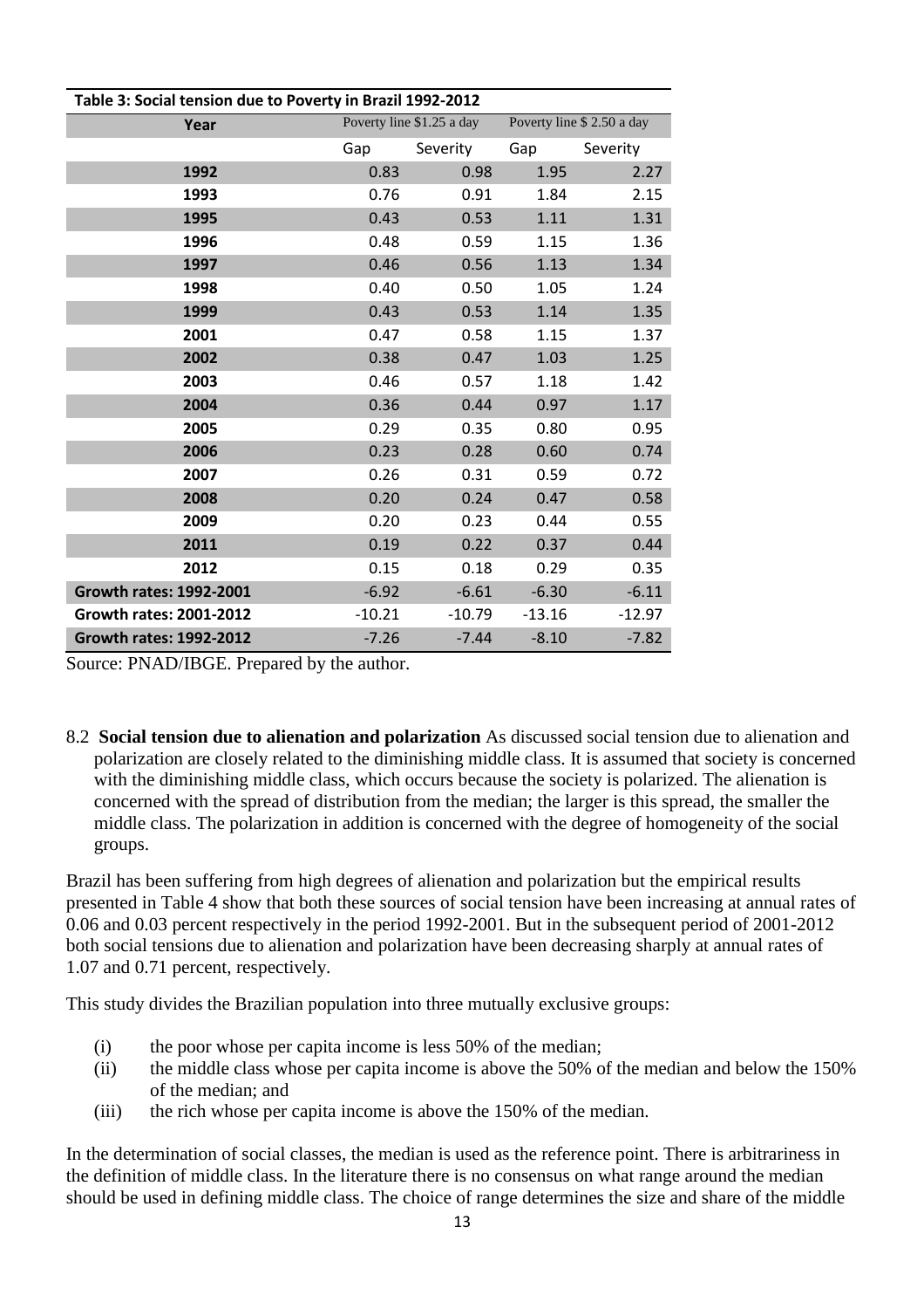**Table 3: Social tension due to Poverty in Brazil 1992-2012**

| Year | Poverty line $1.25 a day | | Poverty line $ 2.50 a day | |
|---|---|---|---|---|
| | Gap | Severity | Gap | Severity |
| 1992 | 0.83 | 0.98 | 1.95 | 2.27 |
| 1993 | 0.76 | 0.91 | 1.84 | 2.15 |
| 1995 | 0.43 | 0.53 | 1.11 | 1.31 |
| 1996 | 0.48 | 0.59 | 1.15 | 1.36 |
| 1997 | 0.46 | 0.56 | 1.13 | 1.34 |
| 1998 | 0.40 | 0.50 | 1.05 | 1.24 |
| 1999 | 0.43 | 0.53 | 1.14 | 1.35 |
| 2001 | 0.47 | 0.58 | 1.15 | 1.37 |
| 2002 | 0.38 | 0.47 | 1.03 | 1.25 |
| 2003 | 0.46 | 0.57 | 1.18 | 1.42 |
| 2004 | 0.36 | 0.44 | 0.97 | 1.17 |
| 2005 | 0.29 | 0.35 | 0.80 | 0.95 |
| 2006 | 0.23 | 0.28 | 0.60 | 0.74 |
| 2007 | 0.26 | 0.31 | 0.59 | 0.72 |
| 2008 | 0.20 | 0.24 | 0.47 | 0.58 |
| 2009 | 0.20 | 0.23 | 0.44 | 0.55 |
| 2011 | 0.19 | 0.22 | 0.37 | 0.44 |
| 2012 | 0.15 | 0.18 | 0.29 | 0.35 |
| Growth rates: 1992-2001 | -6.92 | -6.61 | -6.30 | -6.11 |
| Growth rates: 2001-2012 | -10.21 | -10.79 | -13.16 | -12.97 |
| Growth rates: 1992-2012 | -7.26 | -7.44 | -8.10 | -7.82 |

Source: PNAD/IBGE. Prepared by the author.

8.2 **Social tension due to alienation and polarization** As discussed social tension due to alienation and polarization are closely related to the diminishing middle class. It is assumed that society is concerned with the diminishing middle class, which occurs because the society is polarized. The alienation is concerned with the spread of distribution from the median; the larger is this spread, the smaller the middle class. The polarization in addition is concerned with the degree of homogeneity of the social groups.

Brazil has been suffering from high degrees of alienation and polarization but the empirical results presented in Table 4 show that both these sources of social tension have been increasing at annual rates of 0.06 and 0.03 percent respectively in the period 1992-2001. But in the subsequent period of 2001-2012 both social tensions due to alienation and polarization have been decreasing sharply at annual rates of 1.07 and 0.71 percent, respectively.

This study divides the Brazilian population into three mutually exclusive groups:

(i) the poor whose per capita income is less 50% of the median;
(ii) the middle class whose per capita income is above the 50% of the median and below the 150% of the median; and
(iii) the rich whose per capita income is above the 150% of the median.

In the determination of social classes, the median is used as the reference point. There is arbitrariness in the definition of middle class. In the literature there is no consensus on what range around the median should be used in defining middle class. The choice of range determines the size and share of the middle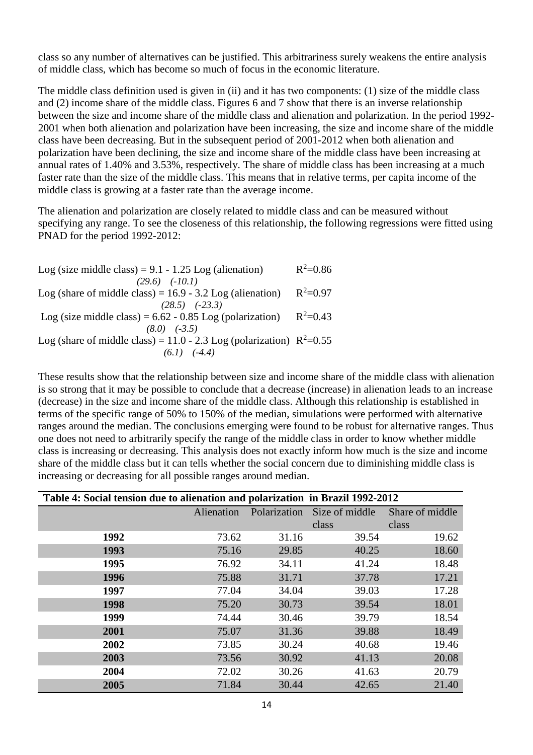class so any number of alternatives can be justified. This arbitrariness surely weakens the entire analysis of middle class, which has become so much of focus in the economic literature.

The middle class definition used is given in (ii) and it has two components: (1) size of the middle class and (2) income share of the middle class. Figures 6 and 7 show that there is an inverse relationship between the size and income share of the middle class and alienation and polarization. In the period 1992-2001 when both alienation and polarization have been increasing, the size and income share of the middle class have been decreasing. But in the subsequent period of 2001-2012 when both alienation and polarization have been declining, the size and income share of the middle class have been increasing at annual rates of 1.40% and 3.53%, respectively. The share of middle class has been increasing at a much faster rate than the size of the middle class. This means that in relative terms, per capita income of the middle class is growing at a faster rate than the average income.

The alienation and polarization are closely related to middle class and can be measured without specifying any range. To see the closeness of this relationship, the following regressions were fitted using PNAD for the period 1992-2012:

Log (size middle class) = 9.1 - 1.25 Log (alienation)  $R^2$=0.86
*(29.6)  (-10.1)*

Log (share of middle class) = 16.9 - 3.2 Log (alienation)  $R^2$=0.97
*(28.5)  (-23.3)*

Log (size middle class) = 6.62 - 0.85 Log (polarization)  $R^2$=0.43
*(8.0)  (-3.5)*

Log (share of middle class) = 11.0 - 2.3 Log (polarization)  $R^2$=0.55
*(6.1)  (-4.4)*

These results show that the relationship between size and income share of the middle class with alienation is so strong that it may be possible to conclude that a decrease (increase) in alienation leads to an increase (decrease) in the size and income share of the middle class. Although this relationship is established in terms of the specific range of 50% to 150% of the median, simulations were performed with alternative ranges around the median. The conclusions emerging were found to be robust for alternative ranges. Thus one does not need to arbitrarily specify the range of the middle class in order to know whether middle class is increasing or decreasing. This analysis does not exactly inform how much is the size and income share of the middle class but it can tells whether the social concern due to diminishing middle class is increasing or decreasing for all possible ranges around median.

**Table 4: Social tension due to alienation and polarization in Brazil 1992-2012**

| | Alienation | Polarization | Size of middle class | Share of middle class |
|---|---|---|---|---|
| **1992** | 73.62 | 31.16 | 39.54 | 19.62 |
| **1993** | 75.16 | 29.85 | 40.25 | 18.60 |
| **1995** | 76.92 | 34.11 | 41.24 | 18.48 |
| **1996** | 75.88 | 31.71 | 37.78 | 17.21 |
| **1997** | 77.04 | 34.04 | 39.03 | 17.28 |
| **1998** | 75.20 | 30.73 | 39.54 | 18.01 |
| **1999** | 74.44 | 30.46 | 39.79 | 18.54 |
| **2001** | 75.07 | 31.36 | 39.88 | 18.49 |
| **2002** | 73.85 | 30.24 | 40.68 | 19.46 |
| **2003** | 73.56 | 30.92 | 41.13 | 20.08 |
| **2004** | 72.02 | 30.26 | 41.63 | 20.79 |
| **2005** | 71.84 | 30.44 | 42.65 | 21.40 |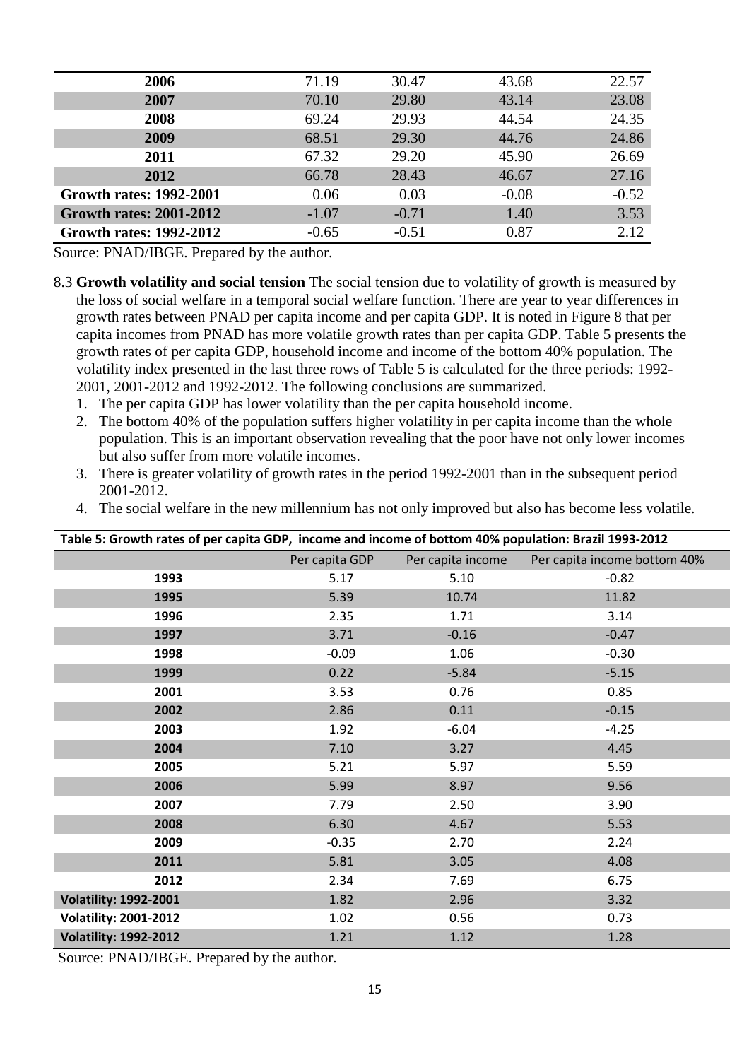| | | | | |
|---|---|---|---|---|
| **2006** | 71.19 | 30.47 | 43.68 | 22.57 |
| **2007** | 70.10 | 29.80 | 43.14 | 23.08 |
| **2008** | 69.24 | 29.93 | 44.54 | 24.35 |
| **2009** | 68.51 | 29.30 | 44.76 | 24.86 |
| **2011** | 67.32 | 29.20 | 45.90 | 26.69 |
| **2012** | 66.78 | 28.43 | 46.67 | 27.16 |
| **Growth rates: 1992-2001** | 0.06 | 0.03 | -0.08 | -0.52 |
| **Growth rates: 2001-2012** | -1.07 | -0.71 | 1.40 | 3.53 |
| **Growth rates: 1992-2012** | -0.65 | -0.51 | 0.87 | 2.12 |

Source: PNAD/IBGE. Prepared by the author.

8.3 **Growth volatility and social tension** The social tension due to volatility of growth is measured by the loss of social welfare in a temporal social welfare function. There are year to year differences in growth rates between PNAD per capita income and per capita GDP. It is noted in Figure 8 that per capita incomes from PNAD has more volatile growth rates than per capita GDP. Table 5 presents the growth rates of per capita GDP, household income and income of the bottom 40% population. The volatility index presented in the last three rows of Table 5 is calculated for the three periods: 1992-2001, 2001-2012 and 1992-2012. The following conclusions are summarized.

1. The per capita GDP has lower volatility than the per capita household income.
2. The bottom 40% of the population suffers higher volatility in per capita income than the whole population. This is an important observation revealing that the poor have not only lower incomes but also suffer from more volatile incomes.
3. There is greater volatility of growth rates in the period 1992-2001 than in the subsequent period 2001-2012.
4. The social welfare in the new millennium has not only improved but also has become less volatile.

**Table 5: Growth rates of per capita GDP, income and income of bottom 40% population: Brazil 1993-2012**

| | Per capita GDP | Per capita income | Per capita income bottom 40% |
|---|---|---|---|
| **1993** | 5.17 | 5.10 | -0.82 |
| **1995** | 5.39 | 10.74 | 11.82 |
| **1996** | 2.35 | 1.71 | 3.14 |
| **1997** | 3.71 | -0.16 | -0.47 |
| **1998** | -0.09 | 1.06 | -0.30 |
| **1999** | 0.22 | -5.84 | -5.15 |
| **2001** | 3.53 | 0.76 | 0.85 |
| **2002** | 2.86 | 0.11 | -0.15 |
| **2003** | 1.92 | -6.04 | -4.25 |
| **2004** | 7.10 | 3.27 | 4.45 |
| **2005** | 5.21 | 5.97 | 5.59 |
| **2006** | 5.99 | 8.97 | 9.56 |
| **2007** | 7.79 | 2.50 | 3.90 |
| **2008** | 6.30 | 4.67 | 5.53 |
| **2009** | -0.35 | 2.70 | 2.24 |
| **2011** | 5.81 | 3.05 | 4.08 |
| **2012** | 2.34 | 7.69 | 6.75 |
| **Volatility: 1992-2001** | 1.82 | 2.96 | 3.32 |
| **Volatility: 2001-2012** | 1.02 | 0.56 | 0.73 |
| **Volatility: 1992-2012** | 1.21 | 1.12 | 1.28 |

Source: PNAD/IBGE. Prepared by the author.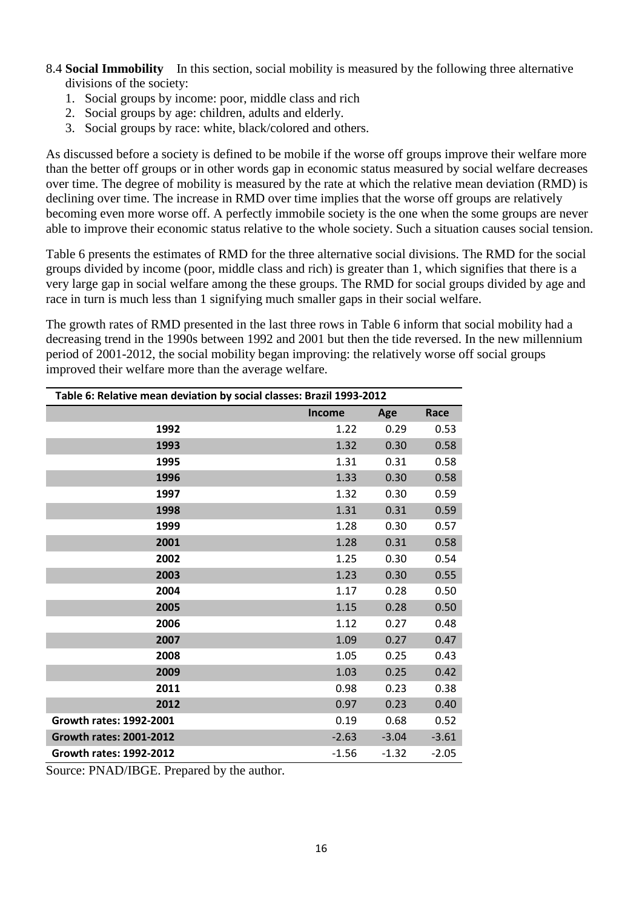8.4 **Social Immobility** In this section, social mobility is measured by the following three alternative divisions of the society:

1. Social groups by income: poor, middle class and rich
2. Social groups by age: children, adults and elderly.
3. Social groups by race: white, black/colored and others.

As discussed before a society is defined to be mobile if the worse off groups improve their welfare more than the better off groups or in other words gap in economic status measured by social welfare decreases over time. The degree of mobility is measured by the rate at which the relative mean deviation (RMD) is declining over time. The increase in RMD over time implies that the worse off groups are relatively becoming even more worse off. A perfectly immobile society is the one when the some groups are never able to improve their economic status relative to the whole society. Such a situation causes social tension.

Table 6 presents the estimates of RMD for the three alternative social divisions. The RMD for the social groups divided by income (poor, middle class and rich) is greater than 1, which signifies that there is a very large gap in social welfare among the these groups. The RMD for social groups divided by age and race in turn is much less than 1 signifying much smaller gaps in their social welfare.

The growth rates of RMD presented in the last three rows in Table 6 inform that social mobility had a decreasing trend in the 1990s between 1992 and 2001 but then the tide reversed. In the new millennium period of 2001-2012, the social mobility began improving: the relatively worse off social groups improved their welfare more than the average welfare.

**Table 6: Relative mean deviation by social classes: Brazil 1993-2012**

| | Income | Age | Race |
|---|---|---|---|
| 1992 | 1.22 | 0.29 | 0.53 |
| 1993 | 1.32 | 0.30 | 0.58 |
| 1995 | 1.31 | 0.31 | 0.58 |
| 1996 | 1.33 | 0.30 | 0.58 |
| 1997 | 1.32 | 0.30 | 0.59 |
| 1998 | 1.31 | 0.31 | 0.59 |
| 1999 | 1.28 | 0.30 | 0.57 |
| 2001 | 1.28 | 0.31 | 0.58 |
| 2002 | 1.25 | 0.30 | 0.54 |
| 2003 | 1.23 | 0.30 | 0.55 |
| 2004 | 1.17 | 0.28 | 0.50 |
| 2005 | 1.15 | 0.28 | 0.50 |
| 2006 | 1.12 | 0.27 | 0.48 |
| 2007 | 1.09 | 0.27 | 0.47 |
| 2008 | 1.05 | 0.25 | 0.43 |
| 2009 | 1.03 | 0.25 | 0.42 |
| 2011 | 0.98 | 0.23 | 0.38 |
| 2012 | 0.97 | 0.23 | 0.40 |
| Growth rates: 1992-2001 | 0.19 | 0.68 | 0.52 |
| Growth rates: 2001-2012 | -2.63 | -3.04 | -3.61 |
| Growth rates: 1992-2012 | -1.56 | -1.32 | -2.05 |

Source: PNAD/IBGE. Prepared by the author.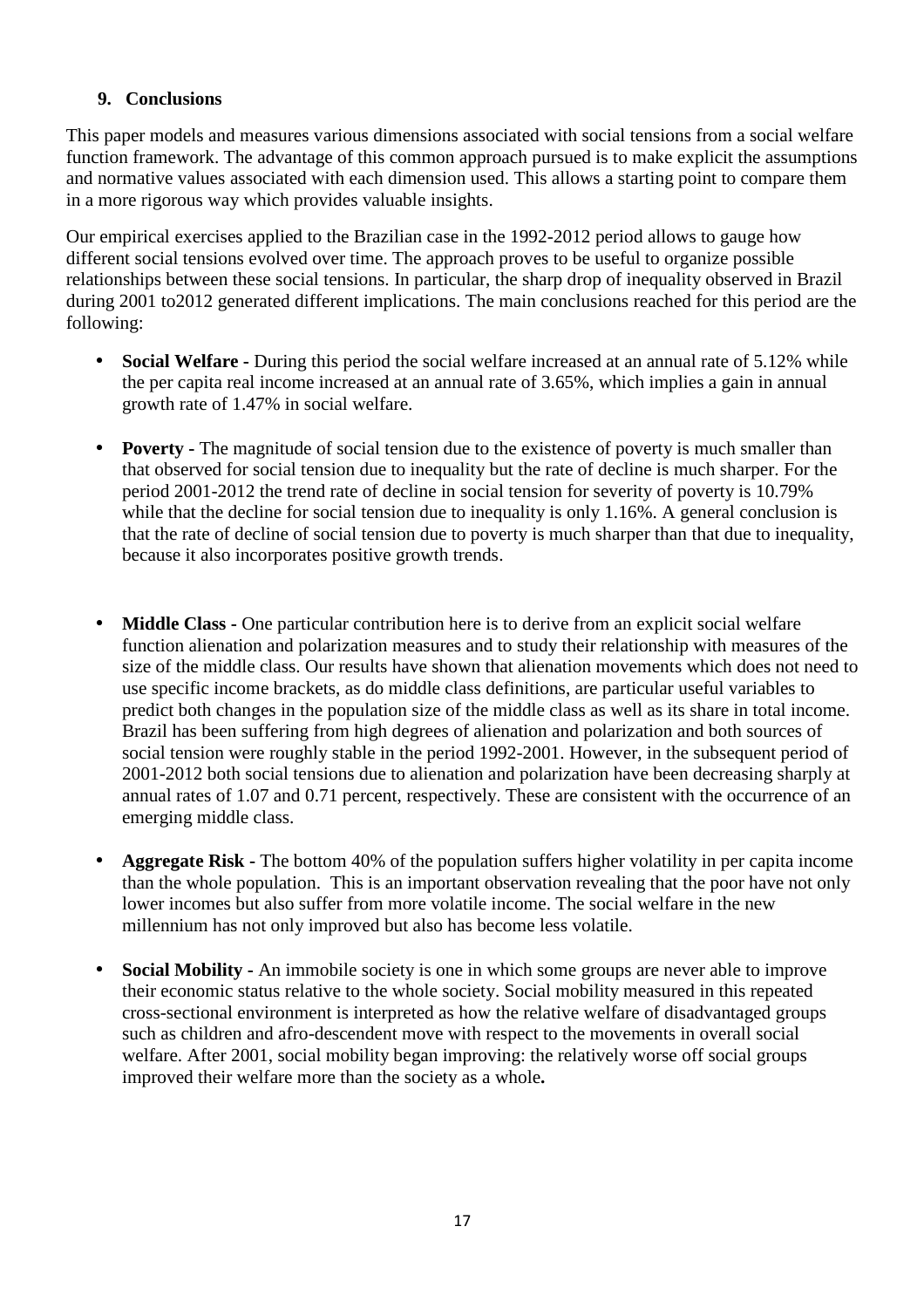## 9. Conclusions

This paper models and measures various dimensions associated with social tensions from a social welfare function framework. The advantage of this common approach pursued is to make explicit the assumptions and normative values associated with each dimension used. This allows a starting point to compare them in a more rigorous way which provides valuable insights.

Our empirical exercises applied to the Brazilian case in the 1992-2012 period allows to gauge how different social tensions evolved over time. The approach proves to be useful to organize possible relationships between these social tensions. In particular, the sharp drop of inequality observed in Brazil during 2001 to2012 generated different implications. The main conclusions reached for this period are the following:

- **Social Welfare** - During this period the social welfare increased at an annual rate of 5.12% while the per capita real income increased at an annual rate of 3.65%, which implies a gain in annual growth rate of 1.47% in social welfare.

- **Poverty -** The magnitude of social tension due to the existence of poverty is much smaller than that observed for social tension due to inequality but the rate of decline is much sharper. For the period 2001-2012 the trend rate of decline in social tension for severity of poverty is 10.79% while that the decline for social tension due to inequality is only 1.16%. A general conclusion is that the rate of decline of social tension due to poverty is much sharper than that due to inequality, because it also incorporates positive growth trends.

- **Middle Class -** One particular contribution here is to derive from an explicit social welfare function alienation and polarization measures and to study their relationship with measures of the size of the middle class. Our results have shown that alienation movements which does not need to use specific income brackets, as do middle class definitions, are particular useful variables to predict both changes in the population size of the middle class as well as its share in total income. Brazil has been suffering from high degrees of alienation and polarization and both sources of social tension were roughly stable in the period 1992-2001. However, in the subsequent period of 2001-2012 both social tensions due to alienation and polarization have been decreasing sharply at annual rates of 1.07 and 0.71 percent, respectively. These are consistent with the occurrence of an emerging middle class.

- **Aggregate Risk -** The bottom 40% of the population suffers higher volatility in per capita income than the whole population. This is an important observation revealing that the poor have not only lower incomes but also suffer from more volatile income. The social welfare in the new millennium has not only improved but also has become less volatile.

- **Social Mobility -** An immobile society is one in which some groups are never able to improve their economic status relative to the whole society. Social mobility measured in this repeated cross-sectional environment is interpreted as how the relative welfare of disadvantaged groups such as children and afro-descendent move with respect to the movements in overall social welfare. After 2001, social mobility began improving: the relatively worse off social groups improved their welfare more than the society as a whole**.**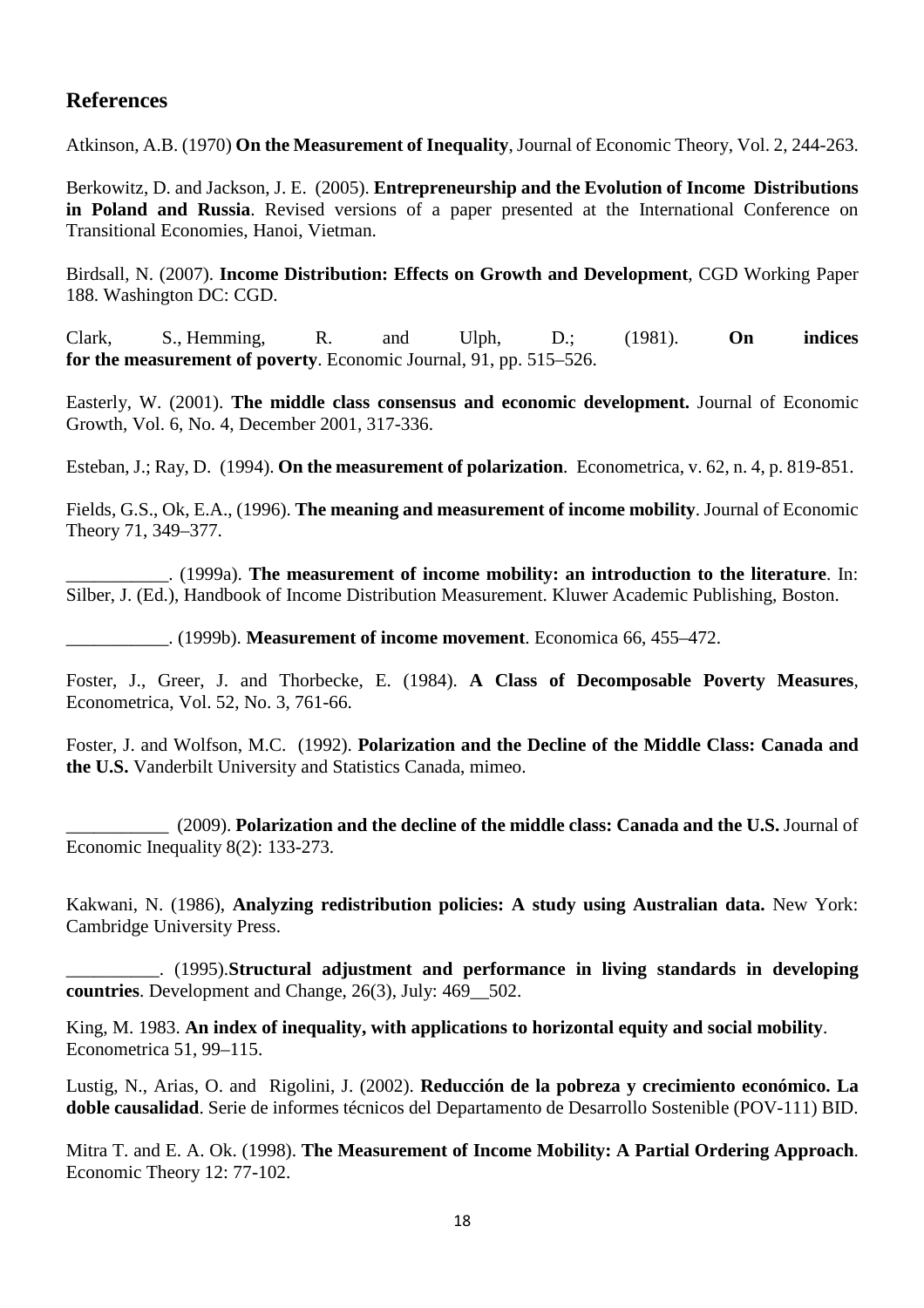## References

Atkinson, A.B. (1970) **On the Measurement of Inequality**, Journal of Economic Theory, Vol. 2, 244-263.

Berkowitz, D. and Jackson, J. E. (2005). **Entrepreneurship and the Evolution of Income Distributions in Poland and Russia**. Revised versions of a paper presented at the International Conference on Transitional Economies, Hanoi, Vietman.

Birdsall, N. (2007). **Income Distribution: Effects on Growth and Development**, CGD Working Paper 188. Washington DC: CGD.

Clark, S., Hemming, R. and Ulph, D.; (1981). **On indices for the measurement of poverty**. Economic Journal, 91, pp. 515–526.

Easterly, W. (2001). **The middle class consensus and economic development.** Journal of Economic Growth, Vol. 6, No. 4, December 2001, 317-336.

Esteban, J.; Ray, D. (1994). **On the measurement of polarization**. Econometrica, v. 62, n. 4, p. 819-851.

Fields, G.S., Ok, E.A., (1996). **The meaning and measurement of income mobility**. Journal of Economic Theory 71, 349–377.

___________. (1999a). **The measurement of income mobility: an introduction to the literature**. In: Silber, J. (Ed.), Handbook of Income Distribution Measurement. Kluwer Academic Publishing, Boston.

___________. (1999b). **Measurement of income movement**. Economica 66, 455–472.

Foster, J., Greer, J. and Thorbecke, E. (1984). **A Class of Decomposable Poverty Measures**, Econometrica, Vol. 52, No. 3, 761-66.

Foster, J. and Wolfson, M.C. (1992). **Polarization and the Decline of the Middle Class: Canada and the U.S.** Vanderbilt University and Statistics Canada, mimeo.

___________ (2009). **Polarization and the decline of the middle class: Canada and the U.S.** Journal of Economic Inequality 8(2): 133-273.

Kakwani, N. (1986), **Analyzing redistribution policies: A study using Australian data.** New York: Cambridge University Press.

__________. (1995).**Structural adjustment and performance in living standards in developing countries**. Development and Change, 26(3), July: 469__502.

King, M. 1983. **An index of inequality, with applications to horizontal equity and social mobility**. Econometrica 51, 99–115.

Lustig, N., Arias, O. and Rigolini, J. (2002). **Reducción de la pobreza y crecimiento económico. La doble causalidad**. Serie de informes técnicos del Departamento de Desarrollo Sostenible (POV-111) BID.

Mitra T. and E. A. Ok. (1998). **The Measurement of Income Mobility: A Partial Ordering Approach**. Economic Theory 12: 77-102.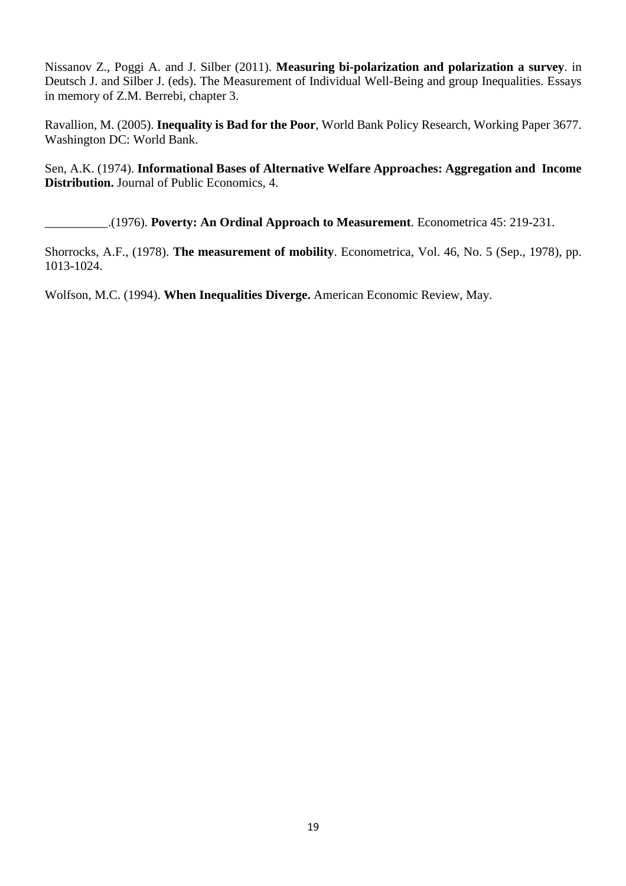Nissanov Z., Poggi A. and J. Silber (2011). **Measuring bi-polarization and polarization a survey**. in Deutsch J. and Silber J. (eds). The Measurement of Individual Well-Being and group Inequalities. Essays in memory of Z.M. Berrebi, chapter 3.

Ravallion, M. (2005). **Inequality is Bad for the Poor**, World Bank Policy Research, Working Paper 3677. Washington DC: World Bank.

Sen, A.K. (1974). **Informational Bases of Alternative Welfare Approaches: Aggregation and Income Distribution.** Journal of Public Economics, 4.

__________.(1976). **Poverty: An Ordinal Approach to Measurement**. Econometrica 45: 219-231.

Shorrocks, A.F., (1978). **The measurement of mobility**. Econometrica, Vol. 46, No. 5 (Sep., 1978), pp. 1013-1024.

Wolfson, M.C. (1994). **When Inequalities Diverge.** American Economic Review, May.